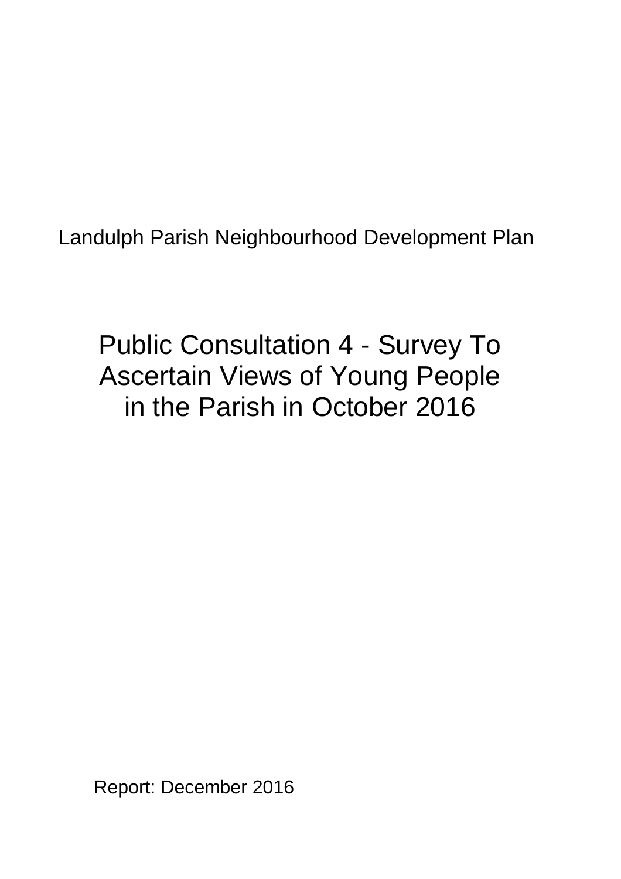Landulph Parish Neighbourhood Development Plan

# Public Consultation 4 - Survey To Ascertain Views of Young People in the Parish in October 2016

Report: December 2016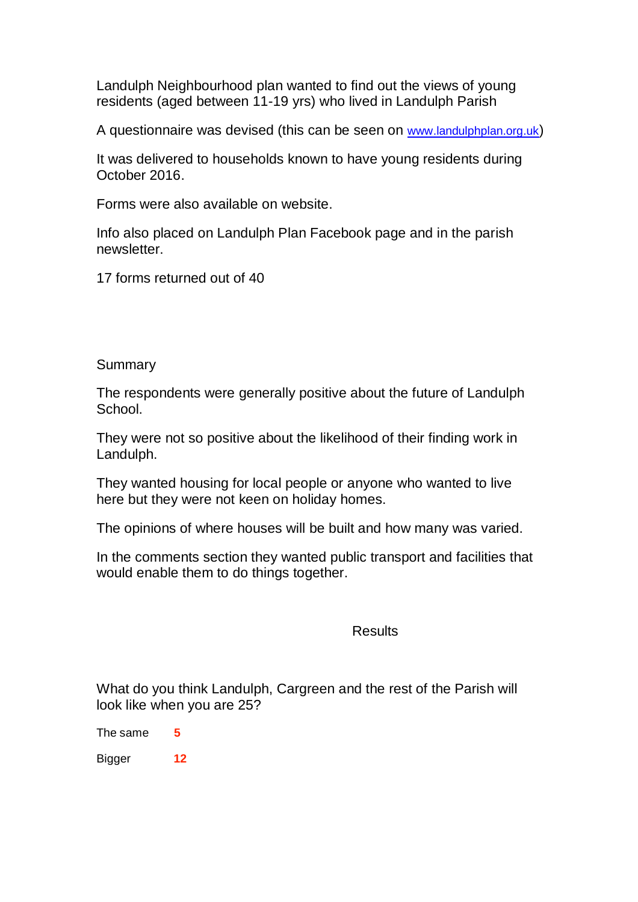Landulph Neighbourhood plan wanted to find out the views of young residents (aged between 11-19 yrs) who lived in Landulph Parish

A questionnaire was devised (this can be seen on [www.landulphplan.org.uk](http://www.landulphplan.org.uk))

It was delivered to households known to have young residents during October 2016.

Forms were also available on website.

Info also placed on Landulph Plan Facebook page and in the parish newsletter.

17 forms returned out of 40

## Summary

The respondents were generally positive about the future of Landulph School.

They were not so positive about the likelihood of their finding work in Landulph.

They wanted housing for local people or anyone who wanted to live here but they were not keen on holiday homes.

The opinions of where houses will be built and how many was varied.

In the comments section they wanted public transport and facilities that would enable them to do things together.

## Results

What do you think Landulph, Cargreen and the rest of the Parish will look like when you are 25?

| | |
|---|---|
| The same | **5** |
| Bigger | **12** |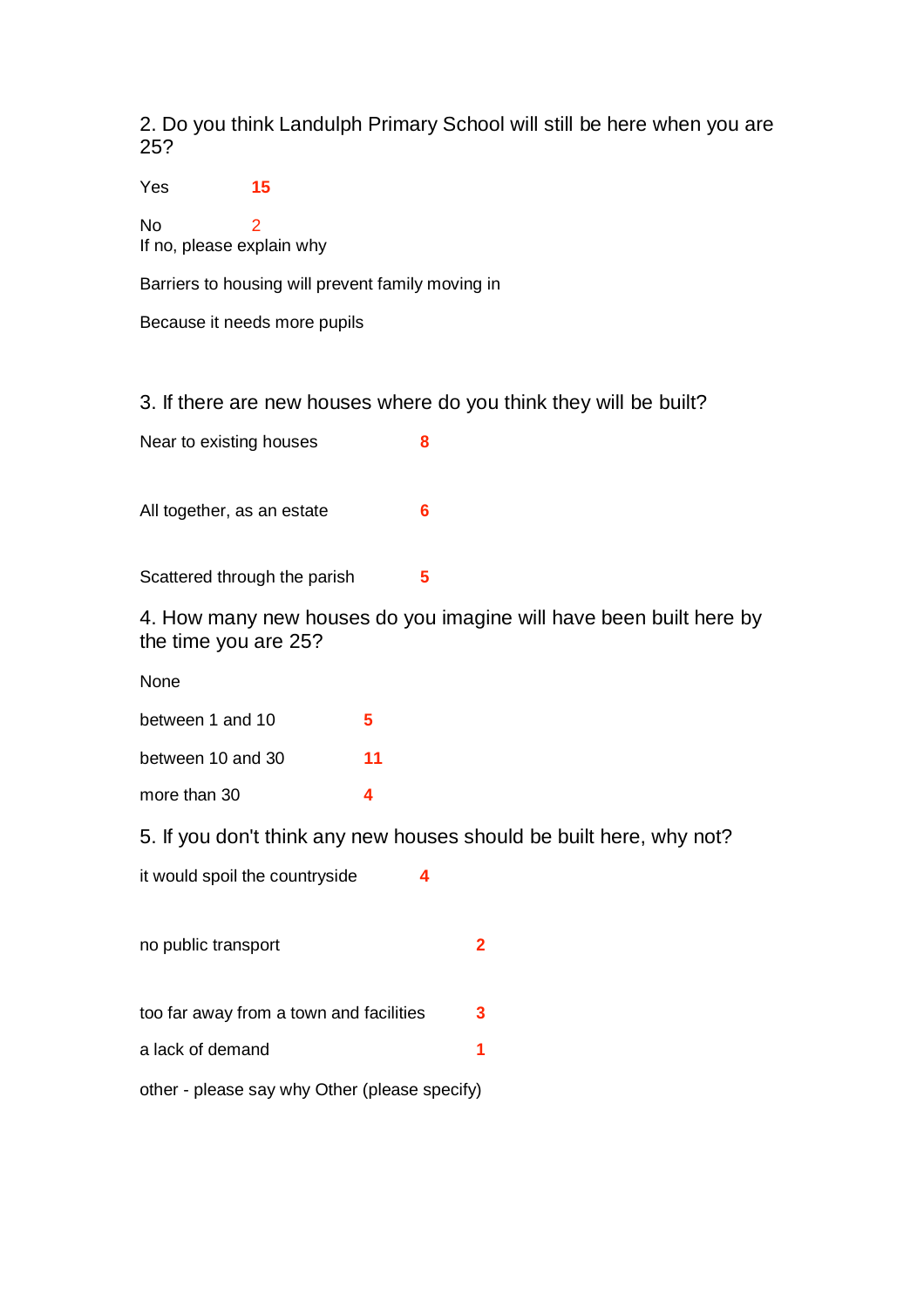2. Do you think Landulph Primary School will still be here when you are 25?

Yes **15**

No 2

If no, please explain why

Barriers to housing will prevent family moving in

Because it needs more pupils

3. If there are new houses where do you think they will be built?

Near to existing houses **8**

All together, as an estate **6**

Scattered through the parish **5**

4. How many new houses do you imagine will have been built here by the time you are 25?

None

between 1 and 10 **5**

between 10 and 30 **11**

more than 30 **4**

5. If you don't think any new houses should be built here, why not?

it would spoil the countryside **4**

no public transport **2**

too far away from a town and facilities **3**

a lack of demand **1**

other - please say why Other (please specify)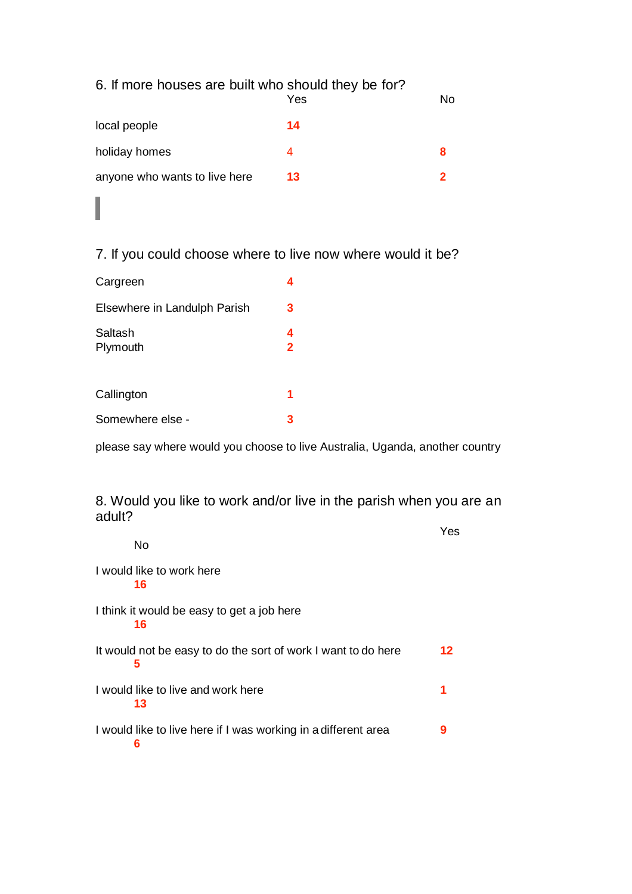6. If more houses are built who should they be for?

| | Yes | No |
|---|---|---|
| local people | **14** | |
| holiday homes | 4 | **8** |
| anyone who wants to live here | **13** | **2** |

7. If you could choose where to live now where would it be?

| | |
|---|---|
| Cargreen | **4** |
| Elsewhere in Landulph Parish | **3** |
| Saltash | **4** |
| Plymouth | **2** |
| Callington | **1** |
| Somewhere else - | **3** |

please say where would you choose to live Australia, Uganda, another country

8. Would you like to work and/or live in the parish when you are an adult?

| | Yes | No |
|---|---|---|
| I would like to work here | | **16** |
| I think it would be easy to get a job here | | **16** |
| It would not be easy to do the sort of work I want to do here | **12** | **5** |
| I would like to live and work here | **1** | **13** |
| I would like to live here if I was working in a different area | **9** | **6** |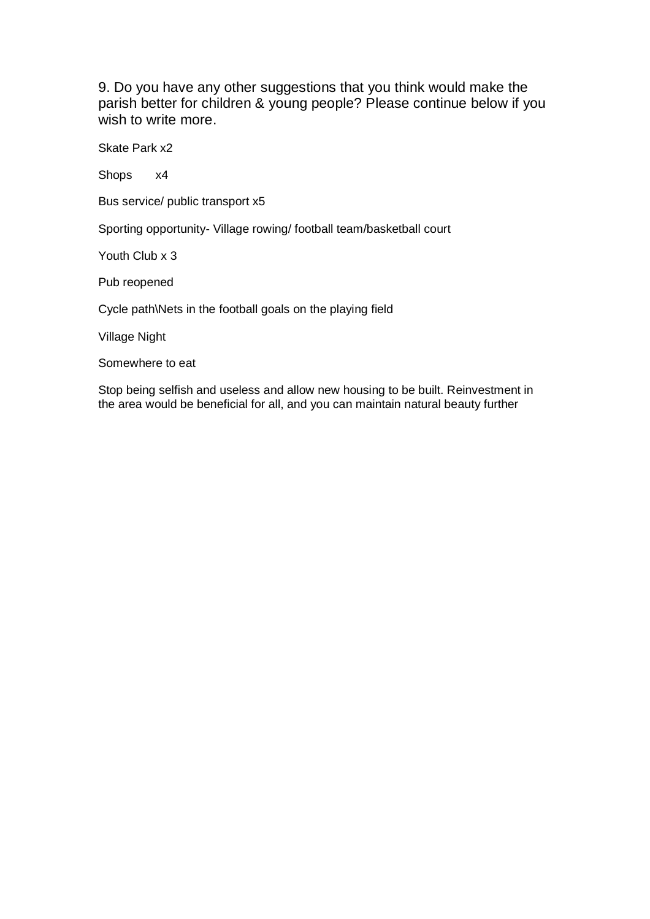9. Do you have any other suggestions that you think would make the parish better for children & young people? Please continue below if you wish to write more.

Skate Park x2

Shops x4

Bus service/ public transport x5

Sporting opportunity- Village rowing/ football team/basketball court

Youth Club x 3

Pub reopened

Cycle path\Nets in the football goals on the playing field

Village Night

Somewhere to eat

Stop being selfish and useless and allow new housing to be built. Reinvestment in the area would be beneficial for all, and you can maintain natural beauty further